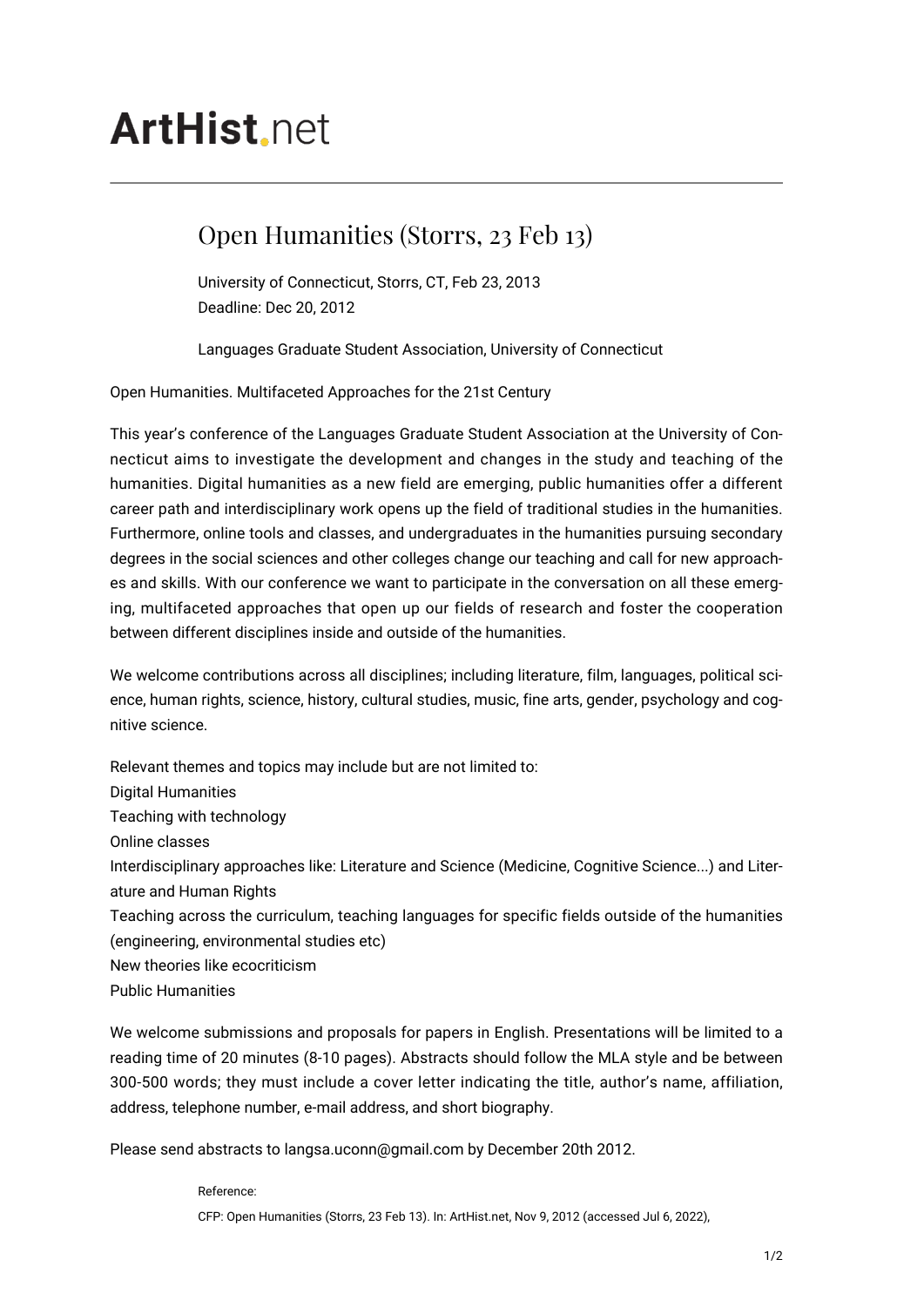# ArtHist.net

## Open Humanities (Storrs, 23 Feb 13)

University of Connecticut, Storrs, CT, Feb 23, 2013
Deadline: Dec 20, 2012

Languages Graduate Student Association, University of Connecticut

Open Humanities. Multifaceted Approaches for the 21st Century

This year's conference of the Languages Graduate Student Association at the University of Connecticut aims to investigate the development and changes in the study and teaching of the humanities. Digital humanities as a new field are emerging, public humanities offer a different career path and interdisciplinary work opens up the field of traditional studies in the humanities. Furthermore, online tools and classes, and undergraduates in the humanities pursuing secondary degrees in the social sciences and other colleges change our teaching and call for new approaches and skills. With our conference we want to participate in the conversation on all these emerging, multifaceted approaches that open up our fields of research and foster the cooperation between different disciplines inside and outside of the humanities.

We welcome contributions across all disciplines; including literature, film, languages, political science, human rights, science, history, cultural studies, music, fine arts, gender, psychology and cognitive science.

Relevant themes and topics may include but are not limited to:
Digital Humanities
Teaching with technology
Online classes
Interdisciplinary approaches like: Literature and Science (Medicine, Cognitive Science...) and Literature and Human Rights
Teaching across the curriculum, teaching languages for specific fields outside of the humanities (engineering, environmental studies etc)
New theories like ecocriticism
Public Humanities

We welcome submissions and proposals for papers in English. Presentations will be limited to a reading time of 20 minutes (8-10 pages). Abstracts should follow the MLA style and be between 300-500 words; they must include a cover letter indicating the title, author's name, affiliation, address, telephone number, e-mail address, and short biography.

Please send abstracts to langsa.uconn@gmail.com by December 20th 2012.

Reference:

CFP: Open Humanities (Storrs, 23 Feb 13). In: ArtHist.net, Nov 9, 2012 (accessed Jul 6, 2022),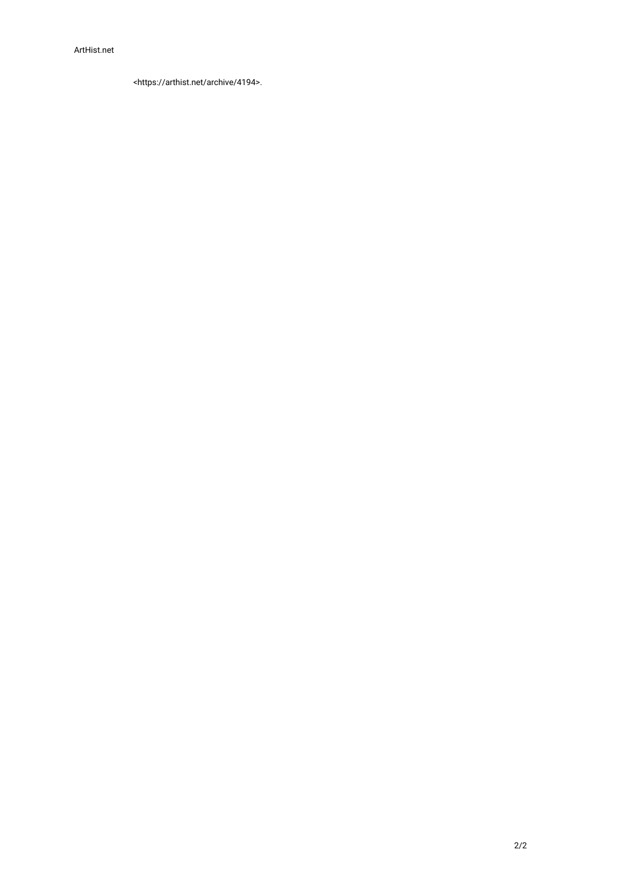<https://arthist.net/archive/4194>.